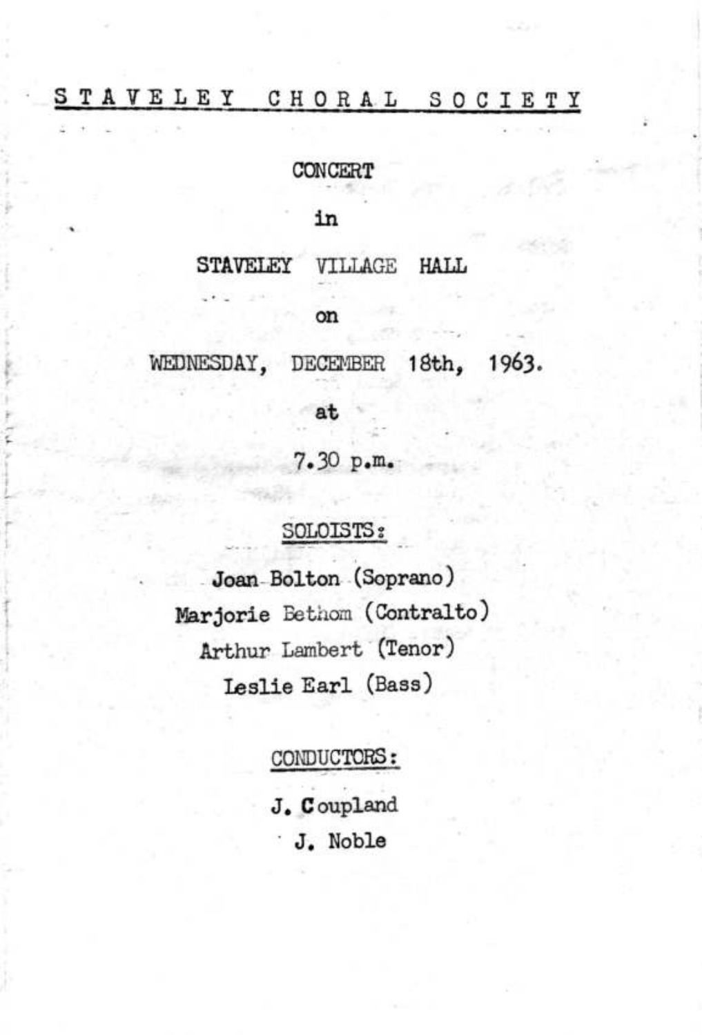# STAVELEY CHORAL SOCIETY

CONCERT

in

STAVELEY VILLAGE HALL

on

WEDNESDAY, DECEMBER 18th, 1963.

at

7.30 p.m.

SOLOISTS:

Joan Bolton (Soprano)
Marjorie Bethom (Contralto)
Arthur Lambert (Tenor)
Leslie Earl (Bass)

CONDUCTORS:

J. Coupland
J. Noble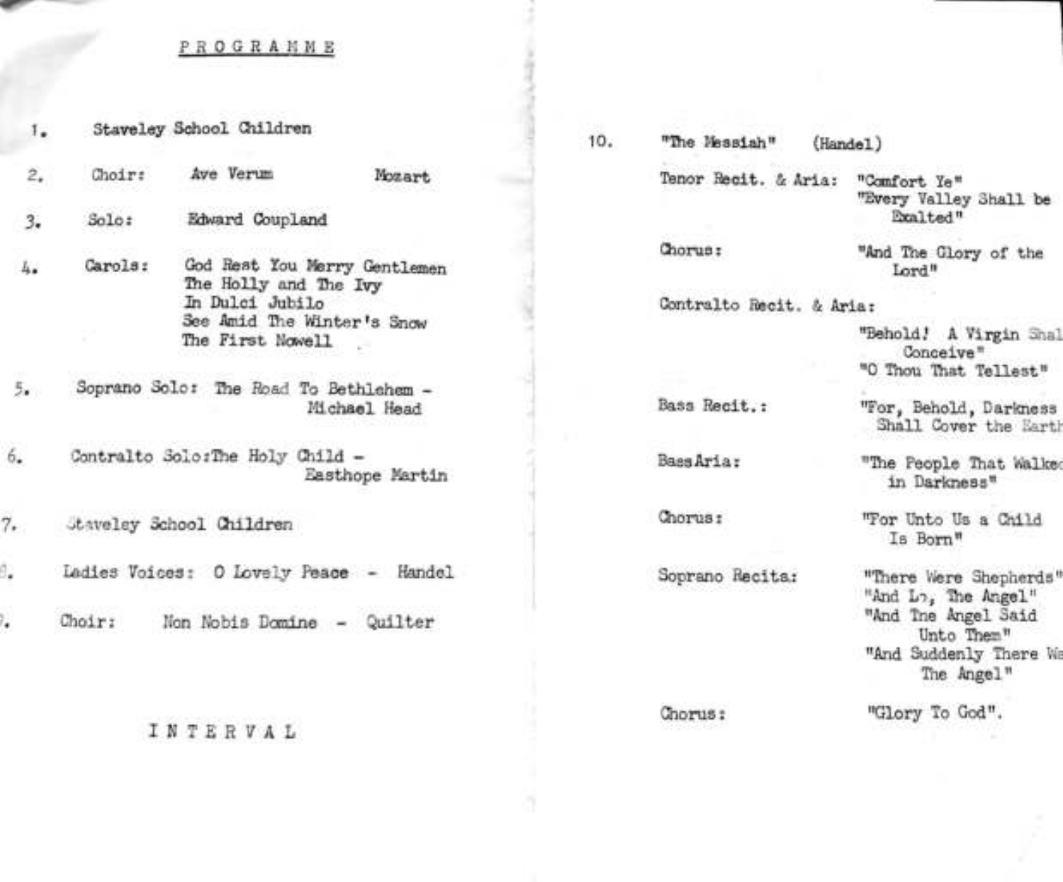## PROGRAMME

1. Staveley School Children

2. Choir: Ave Verum — Mozart

3. Solo: Edward Coupland

4. Carols: God Rest You Merry Gentlemen
   The Holly and The Ivy
   In Dulci Jubilo
   See Amid The Winter's Snow
   The First Nowell

5. Soprano Solo: The Road To Bethlehem - Michael Head

6. Contralto Solo: The Holy Child - Easthope Martin

7. Staveley School Children

8. Ladies Voices: O Lovely Peace - Handel

9. Choir: Non Nobis Domine - Quilter

INTERVAL

10. "The Messiah" (Handel)

Tenor Recit. & Aria: "Comfort Ye"
"Every Valley Shall be Exalted"

Chorus: "And The Glory of the Lord"

Contralto Recit. & Aria:
"Behold! A Virgin Shal[l] Conceive"
"O Thou That Tellest"

Bass Recit.: "For, Behold, Darkness Shall Cover the Eart[h]"

Bass Aria: "The People That Walke[d] in Darkness"

Chorus: "For Unto Us a Child Is Born"

Soprano Recita: "There Were Shepherds"
"And Lo, The Angel"
"And The Angel Said Unto Them"
"And Suddenly There W[as] The Angel"

Chorus: "Glory To God".